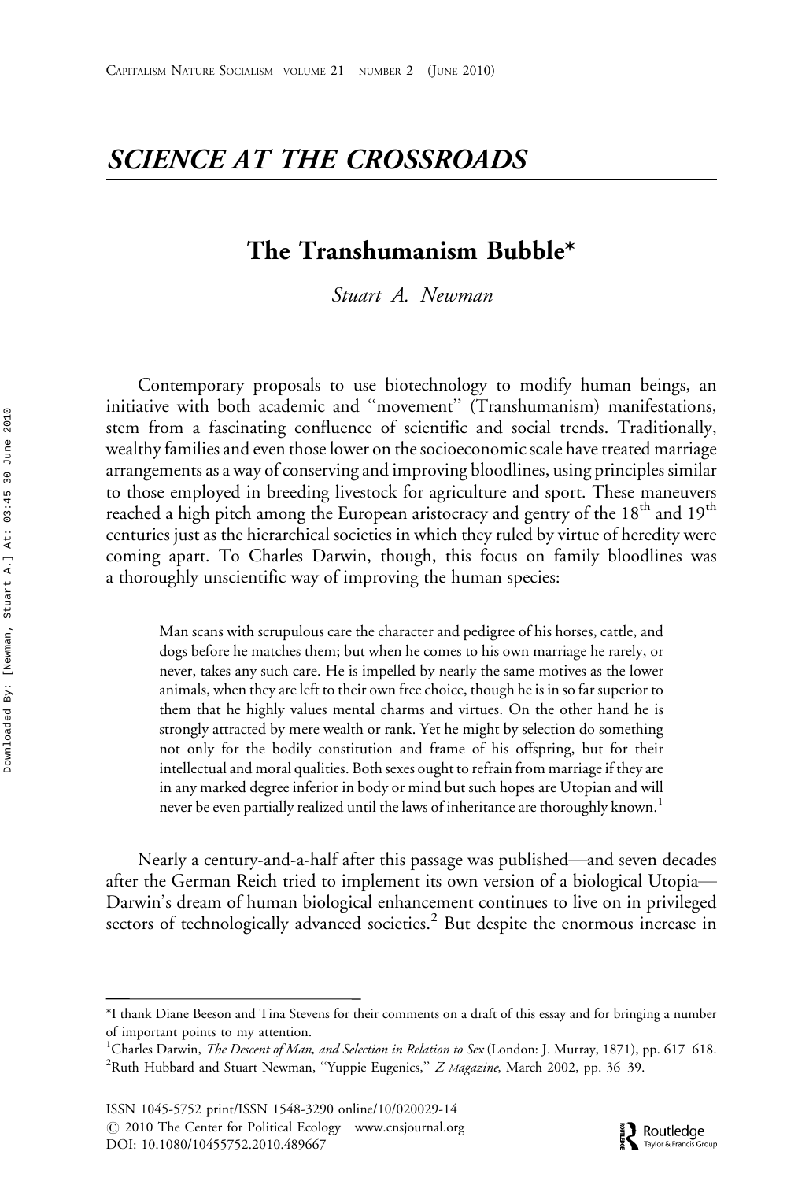## *SCIENCE AT THE CROSSROADS*

# The Transhumanism Bubble*

*Stuart A. Newman*

Contemporary proposals to use biotechnology to modify human beings, an initiative with both academic and "movement" (Transhumanism) manifestations, stem from a fascinating confluence of scientific and social trends. Traditionally, wealthy families and even those lower on the socioeconomic scale have treated marriage arrangements as a way of conserving and improving bloodlines, using principles similar to those employed in breeding livestock for agriculture and sport. These maneuvers reached a high pitch among the European aristocracy and gentry of the 18th and 19th centuries just as the hierarchical societies in which they ruled by virtue of heredity were coming apart. To Charles Darwin, though, this focus on family bloodlines was a thoroughly unscientific way of improving the human species:

> Man scans with scrupulous care the character and pedigree of his horses, cattle, and dogs before he matches them; but when he comes to his own marriage he rarely, or never, takes any such care. He is impelled by nearly the same motives as the lower animals, when they are left to their own free choice, though he is in so far superior to them that he highly values mental charms and virtues. On the other hand he is strongly attracted by mere wealth or rank. Yet he might by selection do something not only for the bodily constitution and frame of his offspring, but for their intellectual and moral qualities. Both sexes ought to refrain from marriage if they are in any marked degree inferior in body or mind but such hopes are Utopian and will never be even partially realized until the laws of inheritance are thoroughly known.[1]

Nearly a century-and-a-half after this passage was published—and seven decades after the German Reich tried to implement its own version of a biological Utopia—Darwin's dream of human biological enhancement continues to live on in privileged sectors of technologically advanced societies.[2] But despite the enormous increase in

---

*I thank Diane Beeson and Tina Stevens for their comments on a draft of this essay and for bringing a number of important points to my attention.

[1] Charles Darwin, *The Descent of Man, and Selection in Relation to Sex* (London: J. Murray, 1871), pp. 617–618.

[2] Ruth Hubbard and Stuart Newman, "Yuppie Eugenics," *Z Magazine*, March 2002, pp. 36–39.

ISSN 1045-5752 print/ISSN 1548-3290 online/10/020029-14
© 2010 The Center for Political Ecology www.cnsjournal.org
DOI: 10.1080/10455752.2010.489667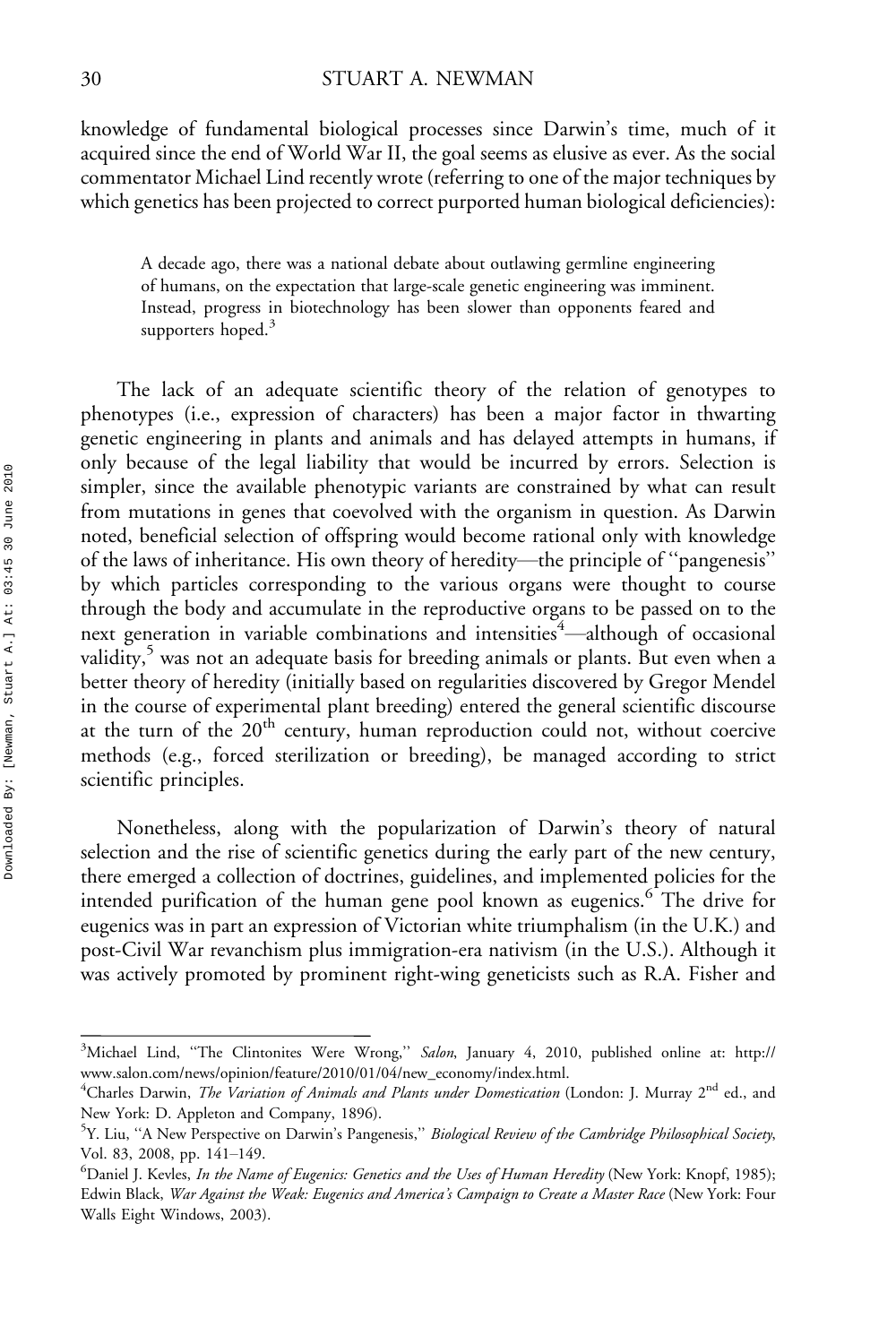knowledge of fundamental biological processes since Darwin's time, much of it acquired since the end of World War II, the goal seems as elusive as ever. As the social commentator Michael Lind recently wrote (referring to one of the major techniques by which genetics has been projected to correct purported human biological deficiencies):

> A decade ago, there was a national debate about outlawing germline engineering of humans, on the expectation that large-scale genetic engineering was imminent. Instead, progress in biotechnology has been slower than opponents feared and supporters hoped.[3]

The lack of an adequate scientific theory of the relation of genotypes to phenotypes (i.e., expression of characters) has been a major factor in thwarting genetic engineering in plants and animals and has delayed attempts in humans, if only because of the legal liability that would be incurred by errors. Selection is simpler, since the available phenotypic variants are constrained by what can result from mutations in genes that coevolved with the organism in question. As Darwin noted, beneficial selection of offspring would become rational only with knowledge of the laws of inheritance. His own theory of heredity—the principle of "pangenesis" by which particles corresponding to the various organs were thought to course through the body and accumulate in the reproductive organs to be passed on to the next generation in variable combinations and intensities[4]—although of occasional validity,[5] was not an adequate basis for breeding animals or plants. But even when a better theory of heredity (initially based on regularities discovered by Gregor Mendel in the course of experimental plant breeding) entered the general scientific discourse at the turn of the 20th century, human reproduction could not, without coercive methods (e.g., forced sterilization or breeding), be managed according to strict scientific principles.

Nonetheless, along with the popularization of Darwin's theory of natural selection and the rise of scientific genetics during the early part of the new century, there emerged a collection of doctrines, guidelines, and implemented policies for the intended purification of the human gene pool known as eugenics.[6] The drive for eugenics was in part an expression of Victorian white triumphalism (in the U.K.) and post-Civil War revanchism plus immigration-era nativism (in the U.S.). Although it was actively promoted by prominent right-wing geneticists such as R.A. Fisher and

---

[3] Michael Lind, "The Clintonites Were Wrong," *Salon*, January 4, 2010, published online at: http://www.salon.com/news/opinion/feature/2010/01/04/new_economy/index.html.

[4] Charles Darwin, *The Variation of Animals and Plants under Domestication* (London: J. Murray 2nd ed., and New York: D. Appleton and Company, 1896).

[5] Y. Liu, "A New Perspective on Darwin's Pangenesis," *Biological Review of the Cambridge Philosophical Society*, Vol. 83, 2008, pp. 141–149.

[6] Daniel J. Kevles, *In the Name of Eugenics: Genetics and the Uses of Human Heredity* (New York: Knopf, 1985); Edwin Black, *War Against the Weak: Eugenics and America's Campaign to Create a Master Race* (New York: Four Walls Eight Windows, 2003).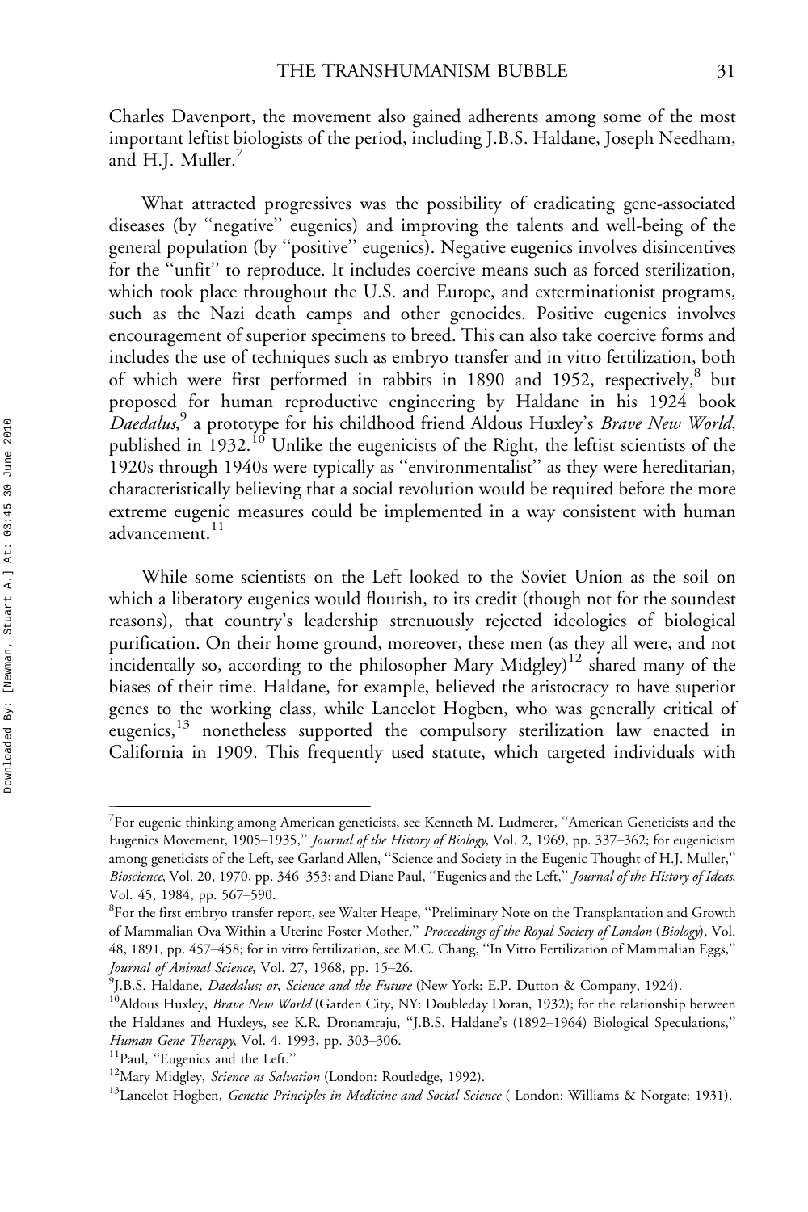Charles Davenport, the movement also gained adherents among some of the most important leftist biologists of the period, including J.B.S. Haldane, Joseph Needham, and H.J. Muller.[7]

What attracted progressives was the possibility of eradicating gene-associated diseases (by ''negative'' eugenics) and improving the talents and well-being of the general population (by ''positive'' eugenics). Negative eugenics involves disincentives for the ''unfit'' to reproduce. It includes coercive means such as forced sterilization, which took place throughout the U.S. and Europe, and exterminationist programs, such as the Nazi death camps and other genocides. Positive eugenics involves encouragement of superior specimens to breed. This can also take coercive forms and includes the use of techniques such as embryo transfer and in vitro fertilization, both of which were first performed in rabbits in 1890 and 1952, respectively,[8] but proposed for human reproductive engineering by Haldane in his 1924 book *Daedalus*,[9] a prototype for his childhood friend Aldous Huxley's *Brave New World*, published in 1932.[10] Unlike the eugenicists of the Right, the leftist scientists of the 1920s through 1940s were typically as ''environmentalist'' as they were hereditarian, characteristically believing that a social revolution would be required before the more extreme eugenic measures could be implemented in a way consistent with human advancement.[11]

While some scientists on the Left looked to the Soviet Union as the soil on which a liberatory eugenics would flourish, to its credit (though not for the soundest reasons), that country's leadership strenuously rejected ideologies of biological purification. On their home ground, moreover, these men (as they all were, and not incidentally so, according to the philosopher Mary Midgley)[12] shared many of the biases of their time. Haldane, for example, believed the aristocracy to have superior genes to the working class, while Lancelot Hogben, who was generally critical of eugenics,[13] nonetheless supported the compulsory sterilization law enacted in California in 1909. This frequently used statute, which targeted individuals with

---

[7]For eugenic thinking among American geneticists, see Kenneth M. Ludmerer, ''American Geneticists and the Eugenics Movement, 1905–1935,'' *Journal of the History of Biology*, Vol. 2, 1969, pp. 337–362; for eugenicism among geneticists of the Left, see Garland Allen, ''Science and Society in the Eugenic Thought of H.J. Muller,'' *Bioscience*, Vol. 20, 1970, pp. 346–353; and Diane Paul, ''Eugenics and the Left,'' *Journal of the History of Ideas*, Vol. 45, 1984, pp. 567–590.

[8]For the first embryo transfer report, see Walter Heape, ''Preliminary Note on the Transplantation and Growth of Mammalian Ova Within a Uterine Foster Mother,'' *Proceedings of the Royal Society of London* (*Biology*), Vol. 48, 1891, pp. 457–458; for in vitro fertilization, see M.C. Chang, ''In Vitro Fertilization of Mammalian Eggs,'' *Journal of Animal Science*, Vol. 27, 1968, pp. 15–26.

[9]J.B.S. Haldane, *Daedalus; or, Science and the Future* (New York: E.P. Dutton & Company, 1924).

[10]Aldous Huxley, *Brave New World* (Garden City, NY: Doubleday Doran, 1932); for the relationship between the Haldanes and Huxleys, see K.R. Dronamraju, ''J.B.S. Haldane's (1892–1964) Biological Speculations,'' *Human Gene Therapy*, Vol. 4, 1993, pp. 303–306.

[11]Paul, ''Eugenics and the Left.''

[12]Mary Midgley, *Science as Salvation* (London: Routledge, 1992).

[13]Lancelot Hogben, *Genetic Principles in Medicine and Social Science* ( London: Williams & Norgate; 1931).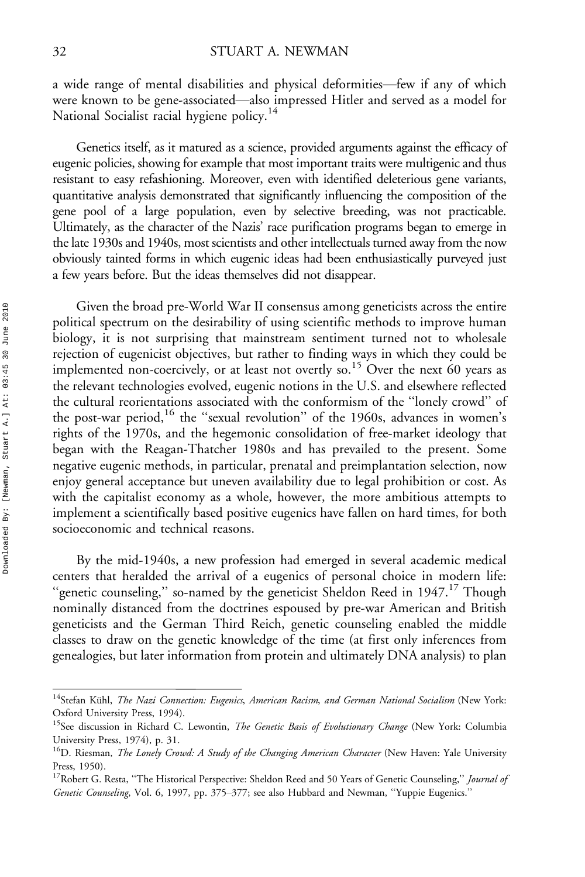a wide range of mental disabilities and physical deformities—few if any of which were known to be gene-associated—also impressed Hitler and served as a model for National Socialist racial hygiene policy.[14]

Genetics itself, as it matured as a science, provided arguments against the efficacy of eugenic policies, showing for example that most important traits were multigenic and thus resistant to easy refashioning. Moreover, even with identified deleterious gene variants, quantitative analysis demonstrated that significantly influencing the composition of the gene pool of a large population, even by selective breeding, was not practicable. Ultimately, as the character of the Nazis' race purification programs began to emerge in the late 1930s and 1940s, most scientists and other intellectuals turned away from the now obviously tainted forms in which eugenic ideas had been enthusiastically purveyed just a few years before. But the ideas themselves did not disappear.

Given the broad pre-World War II consensus among geneticists across the entire political spectrum on the desirability of using scientific methods to improve human biology, it is not surprising that mainstream sentiment turned not to wholesale rejection of eugenicist objectives, but rather to finding ways in which they could be implemented non-coercively, or at least not overtly so.[15] Over the next 60 years as the relevant technologies evolved, eugenic notions in the U.S. and elsewhere reflected the cultural reorientations associated with the conformism of the "lonely crowd" of the post-war period,[16] the "sexual revolution" of the 1960s, advances in women's rights of the 1970s, and the hegemonic consolidation of free-market ideology that began with the Reagan-Thatcher 1980s and has prevailed to the present. Some negative eugenic methods, in particular, prenatal and preimplantation selection, now enjoy general acceptance but uneven availability due to legal prohibition or cost. As with the capitalist economy as a whole, however, the more ambitious attempts to implement a scientifically based positive eugenics have fallen on hard times, for both socioeconomic and technical reasons.

By the mid-1940s, a new profession had emerged in several academic medical centers that heralded the arrival of a eugenics of personal choice in modern life: "genetic counseling," so-named by the geneticist Sheldon Reed in 1947.[17] Though nominally distanced from the doctrines espoused by pre-war American and British geneticists and the German Third Reich, genetic counseling enabled the middle classes to draw on the genetic knowledge of the time (at first only inferences from genealogies, but later information from protein and ultimately DNA analysis) to plan

[14] Stefan Kühl, *The Nazi Connection: Eugenics, American Racism, and German National Socialism* (New York: Oxford University Press, 1994).

[15] See discussion in Richard C. Lewontin, *The Genetic Basis of Evolutionary Change* (New York: Columbia University Press, 1974), p. 31.

[16] D. Riesman, *The Lonely Crowd: A Study of the Changing American Character* (New Haven: Yale University Press, 1950).

[17] Robert G. Resta, "The Historical Perspective: Sheldon Reed and 50 Years of Genetic Counseling," *Journal of Genetic Counseling*, Vol. 6, 1997, pp. 375–377; see also Hubbard and Newman, "Yuppie Eugenics."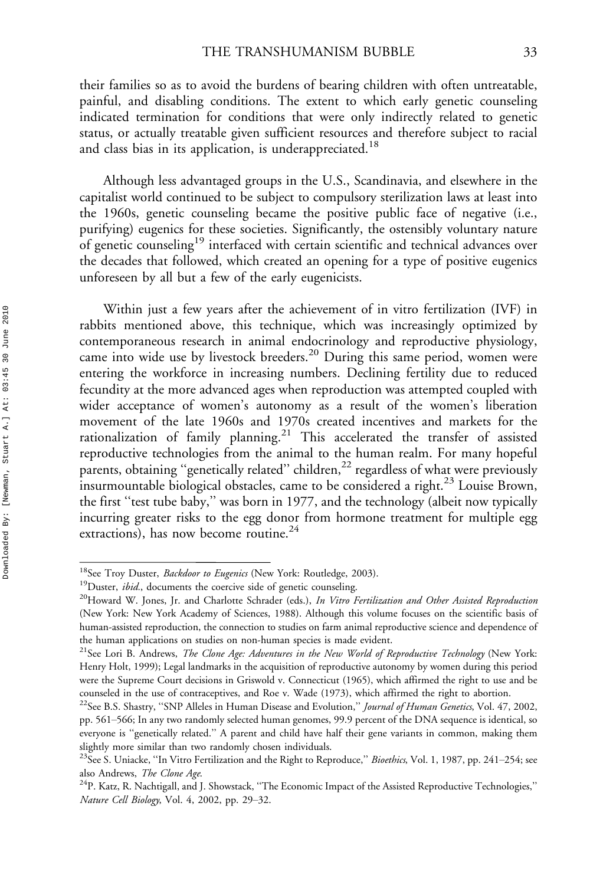their families so as to avoid the burdens of bearing children with often untreatable, painful, and disabling conditions. The extent to which early genetic counseling indicated termination for conditions that were only indirectly related to genetic status, or actually treatable given sufficient resources and therefore subject to racial and class bias in its application, is underappreciated.[18]

Although less advantaged groups in the U.S., Scandinavia, and elsewhere in the capitalist world continued to be subject to compulsory sterilization laws at least into the 1960s, genetic counseling became the positive public face of negative (i.e., purifying) eugenics for these societies. Significantly, the ostensibly voluntary nature of genetic counseling[19] interfaced with certain scientific and technical advances over the decades that followed, which created an opening for a type of positive eugenics unforeseen by all but a few of the early eugenicists.

Within just a few years after the achievement of in vitro fertilization (IVF) in rabbits mentioned above, this technique, which was increasingly optimized by contemporaneous research in animal endocrinology and reproductive physiology, came into wide use by livestock breeders.[20] During this same period, women were entering the workforce in increasing numbers. Declining fertility due to reduced fecundity at the more advanced ages when reproduction was attempted coupled with wider acceptance of women's autonomy as a result of the women's liberation movement of the late 1960s and 1970s created incentives and markets for the rationalization of family planning.[21] This accelerated the transfer of assisted reproductive technologies from the animal to the human realm. For many hopeful parents, obtaining "genetically related" children,[22] regardless of what were previously insurmountable biological obstacles, came to be considered a right.[23] Louise Brown, the first "test tube baby," was born in 1977, and the technology (albeit now typically incurring greater risks to the egg donor from hormone treatment for multiple egg extractions), has now become routine.[24]

---

[18] See Troy Duster, *Backdoor to Eugenics* (New York: Routledge, 2003).

[19] Duster, *ibid.*, documents the coercive side of genetic counseling.

[20] Howard W. Jones, Jr. and Charlotte Schrader (eds.), *In Vitro Fertilization and Other Assisted Reproduction* (New York: New York Academy of Sciences, 1988). Although this volume focuses on the scientific basis of human-assisted reproduction, the connection to studies on farm animal reproductive science and dependence of the human applications on studies on non-human species is made evident.

[21] See Lori B. Andrews, *The Clone Age: Adventures in the New World of Reproductive Technology* (New York: Henry Holt, 1999); Legal landmarks in the acquisition of reproductive autonomy by women during this period were the Supreme Court decisions in Griswold v. Connecticut (1965), which affirmed the right to use and be counseled in the use of contraceptives, and Roe v. Wade (1973), which affirmed the right to abortion.

[22] See B.S. Shastry, "SNP Alleles in Human Disease and Evolution," *Journal of Human Genetics*, Vol. 47, 2002, pp. 561–566; In any two randomly selected human genomes, 99.9 percent of the DNA sequence is identical, so everyone is "genetically related." A parent and child have half their gene variants in common, making them slightly more similar than two randomly chosen individuals.

[23] See S. Uniacke, "In Vitro Fertilization and the Right to Reproduce," *Bioethics*, Vol. 1, 1987, pp. 241–254; see also Andrews, *The Clone Age*.

[24] P. Katz, R. Nachtigall, and J. Showstack, "The Economic Impact of the Assisted Reproductive Technologies," *Nature Cell Biology*, Vol. 4, 2002, pp. 29–32.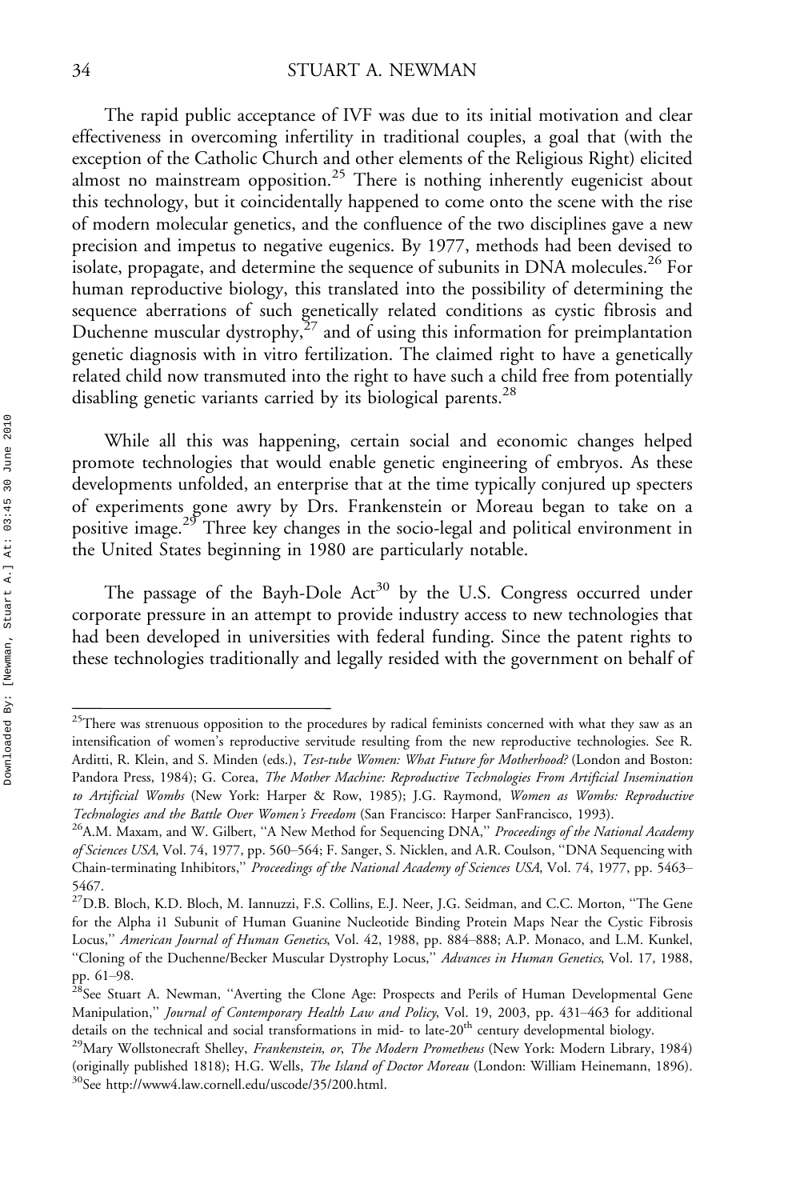The rapid public acceptance of IVF was due to its initial motivation and clear effectiveness in overcoming infertility in traditional couples, a goal that (with the exception of the Catholic Church and other elements of the Religious Right) elicited almost no mainstream opposition.[25] There is nothing inherently eugenicist about this technology, but it coincidentally happened to come onto the scene with the rise of modern molecular genetics, and the confluence of the two disciplines gave a new precision and impetus to negative eugenics. By 1977, methods had been devised to isolate, propagate, and determine the sequence of subunits in DNA molecules.[26] For human reproductive biology, this translated into the possibility of determining the sequence aberrations of such genetically related conditions as cystic fibrosis and Duchenne muscular dystrophy,[27] and of using this information for preimplantation genetic diagnosis with in vitro fertilization. The claimed right to have a genetically related child now transmuted into the right to have such a child free from potentially disabling genetic variants carried by its biological parents.[28]

While all this was happening, certain social and economic changes helped promote technologies that would enable genetic engineering of embryos. As these developments unfolded, an enterprise that at the time typically conjured up specters of experiments gone awry by Drs. Frankenstein or Moreau began to take on a positive image.[29] Three key changes in the socio-legal and political environment in the United States beginning in 1980 are particularly notable.

The passage of the Bayh-Dole Act[30] by the U.S. Congress occurred under corporate pressure in an attempt to provide industry access to new technologies that had been developed in universities with federal funding. Since the patent rights to these technologies traditionally and legally resided with the government on behalf of

---

[25] There was strenuous opposition to the procedures by radical feminists concerned with what they saw as an intensification of women's reproductive servitude resulting from the new reproductive technologies. See R. Arditti, R. Klein, and S. Minden (eds.), *Test-tube Women: What Future for Motherhood?* (London and Boston: Pandora Press, 1984); G. Corea, *The Mother Machine: Reproductive Technologies From Artificial Insemination to Artificial Wombs* (New York: Harper & Row, 1985); J.G. Raymond, *Women as Wombs: Reproductive Technologies and the Battle Over Women's Freedom* (San Francisco: Harper SanFrancisco, 1993).

[26] A.M. Maxam, and W. Gilbert, "A New Method for Sequencing DNA," *Proceedings of the National Academy of Sciences USA*, Vol. 74, 1977, pp. 560–564; F. Sanger, S. Nicklen, and A.R. Coulson, "DNA Sequencing with Chain-terminating Inhibitors," *Proceedings of the National Academy of Sciences USA*, Vol. 74, 1977, pp. 5463–5467.

[27] D.B. Bloch, K.D. Bloch, M. Iannuzzi, F.S. Collins, E.J. Neer, J.G. Seidman, and C.C. Morton, "The Gene for the Alpha i1 Subunit of Human Guanine Nucleotide Binding Protein Maps Near the Cystic Fibrosis Locus," *American Journal of Human Genetics*, Vol. 42, 1988, pp. 884–888; A.P. Monaco, and L.M. Kunkel, "Cloning of the Duchenne/Becker Muscular Dystrophy Locus," *Advances in Human Genetics*, Vol. 17, 1988, pp. 61–98.

[28] See Stuart A. Newman, "Averting the Clone Age: Prospects and Perils of Human Developmental Gene Manipulation," *Journal of Contemporary Health Law and Policy*, Vol. 19, 2003, pp. 431–463 for additional details on the technical and social transformations in mid- to late-20th century developmental biology.

[29] Mary Wollstonecraft Shelley, *Frankenstein, or, The Modern Prometheus* (New York: Modern Library, 1984) (originally published 1818); H.G. Wells, *The Island of Doctor Moreau* (London: William Heinemann, 1896).

[30] See http://www4.law.cornell.edu/uscode/35/200.html.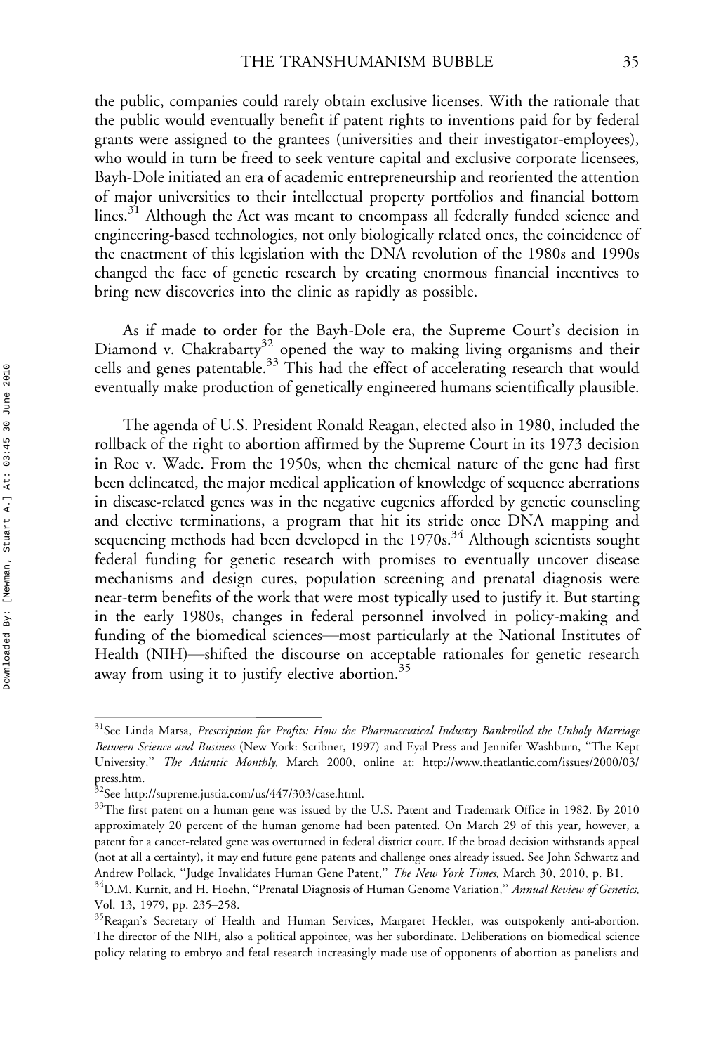the public, companies could rarely obtain exclusive licenses. With the rationale that the public would eventually benefit if patent rights to inventions paid for by federal grants were assigned to the grantees (universities and their investigator-employees), who would in turn be freed to seek venture capital and exclusive corporate licensees, Bayh-Dole initiated an era of academic entrepreneurship and reoriented the attention of major universities to their intellectual property portfolios and financial bottom lines.[31] Although the Act was meant to encompass all federally funded science and engineering-based technologies, not only biologically related ones, the coincidence of the enactment of this legislation with the DNA revolution of the 1980s and 1990s changed the face of genetic research by creating enormous financial incentives to bring new discoveries into the clinic as rapidly as possible.

As if made to order for the Bayh-Dole era, the Supreme Court's decision in Diamond v. Chakrabarty[32] opened the way to making living organisms and their cells and genes patentable.[33] This had the effect of accelerating research that would eventually make production of genetically engineered humans scientifically plausible.

The agenda of U.S. President Ronald Reagan, elected also in 1980, included the rollback of the right to abortion affirmed by the Supreme Court in its 1973 decision in Roe v. Wade. From the 1950s, when the chemical nature of the gene had first been delineated, the major medical application of knowledge of sequence aberrations in disease-related genes was in the negative eugenics afforded by genetic counseling and elective terminations, a program that hit its stride once DNA mapping and sequencing methods had been developed in the 1970s.[34] Although scientists sought federal funding for genetic research with promises to eventually uncover disease mechanisms and design cures, population screening and prenatal diagnosis were near-term benefits of the work that were most typically used to justify it. But starting in the early 1980s, changes in federal personnel involved in policy-making and funding of the biomedical sciences—most particularly at the National Institutes of Health (NIH)—shifted the discourse on acceptable rationales for genetic research away from using it to justify elective abortion.[35]

---

[31] See Linda Marsa, *Prescription for Profits: How the Pharmaceutical Industry Bankrolled the Unholy Marriage Between Science and Business* (New York: Scribner, 1997) and Eyal Press and Jennifer Washburn, "The Kept University," *The Atlantic Monthly*, March 2000, online at: http://www.theatlantic.com/issues/2000/03/press.htm.

[32] See http://supreme.justia.com/us/447/303/case.html.

[33] The first patent on a human gene was issued by the U.S. Patent and Trademark Office in 1982. By 2010 approximately 20 percent of the human genome had been patented. On March 29 of this year, however, a patent for a cancer-related gene was overturned in federal district court. If the broad decision withstands appeal (not at all a certainty), it may end future gene patents and challenge ones already issued. See John Schwartz and Andrew Pollack, "Judge Invalidates Human Gene Patent," *The New York Times*, March 30, 2010, p. B1.

[34] D.M. Kurnit, and H. Hoehn, "Prenatal Diagnosis of Human Genome Variation," *Annual Review of Genetics*, Vol. 13, 1979, pp. 235–258.

[35] Reagan's Secretary of Health and Human Services, Margaret Heckler, was outspokenly anti-abortion. The director of the NIH, also a political appointee, was her subordinate. Deliberations on biomedical science policy relating to embryo and fetal research increasingly made use of opponents of abortion as panelists and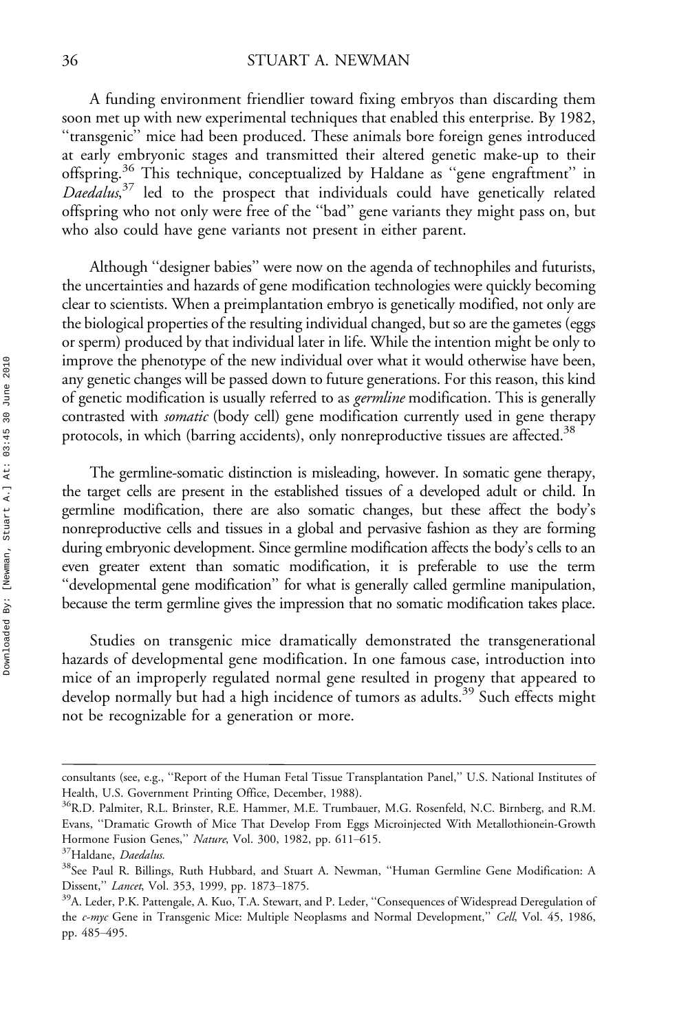A funding environment friendlier toward fixing embryos than discarding them soon met up with new experimental techniques that enabled this enterprise. By 1982, ''transgenic'' mice had been produced. These animals bore foreign genes introduced at early embryonic stages and transmitted their altered genetic make-up to their offspring.[36] This technique, conceptualized by Haldane as ''gene engraftment'' in *Daedalus*,[37] led to the prospect that individuals could have genetically related offspring who not only were free of the ''bad'' gene variants they might pass on, but who also could have gene variants not present in either parent.

Although ''designer babies'' were now on the agenda of technophiles and futurists, the uncertainties and hazards of gene modification technologies were quickly becoming clear to scientists. When a preimplantation embryo is genetically modified, not only are the biological properties of the resulting individual changed, but so are the gametes (eggs or sperm) produced by that individual later in life. While the intention might be only to improve the phenotype of the new individual over what it would otherwise have been, any genetic changes will be passed down to future generations. For this reason, this kind of genetic modification is usually referred to as *germline* modification. This is generally contrasted with *somatic* (body cell) gene modification currently used in gene therapy protocols, in which (barring accidents), only nonreproductive tissues are affected.[38]

The germline-somatic distinction is misleading, however. In somatic gene therapy, the target cells are present in the established tissues of a developed adult or child. In germline modification, there are also somatic changes, but these affect the body's nonreproductive cells and tissues in a global and pervasive fashion as they are forming during embryonic development. Since germline modification affects the body's cells to an even greater extent than somatic modification, it is preferable to use the term ''developmental gene modification'' for what is generally called germline manipulation, because the term germline gives the impression that no somatic modification takes place.

Studies on transgenic mice dramatically demonstrated the transgenerational hazards of developmental gene modification. In one famous case, introduction into mice of an improperly regulated normal gene resulted in progeny that appeared to develop normally but had a high incidence of tumors as adults.[39] Such effects might not be recognizable for a generation or more.

---

consultants (see, e.g., ''Report of the Human Fetal Tissue Transplantation Panel,'' U.S. National Institutes of Health, U.S. Government Printing Office, December, 1988).

[36] R.D. Palmiter, R.L. Brinster, R.E. Hammer, M.E. Trumbauer, M.G. Rosenfeld, N.C. Birnberg, and R.M. Evans, ''Dramatic Growth of Mice That Develop From Eggs Microinjected With Metallothionein-Growth Hormone Fusion Genes,'' *Nature*, Vol. 300, 1982, pp. 611–615.

[37] Haldane, *Daedalus*.

[38] See Paul R. Billings, Ruth Hubbard, and Stuart A. Newman, ''Human Germline Gene Modification: A Dissent,'' *Lancet*, Vol. 353, 1999, pp. 1873–1875.

[39] A. Leder, P.K. Pattengale, A. Kuo, T.A. Stewart, and P. Leder, ''Consequences of Widespread Deregulation of the *c-myc* Gene in Transgenic Mice: Multiple Neoplasms and Normal Development,'' *Cell*, Vol. 45, 1986, pp. 485–495.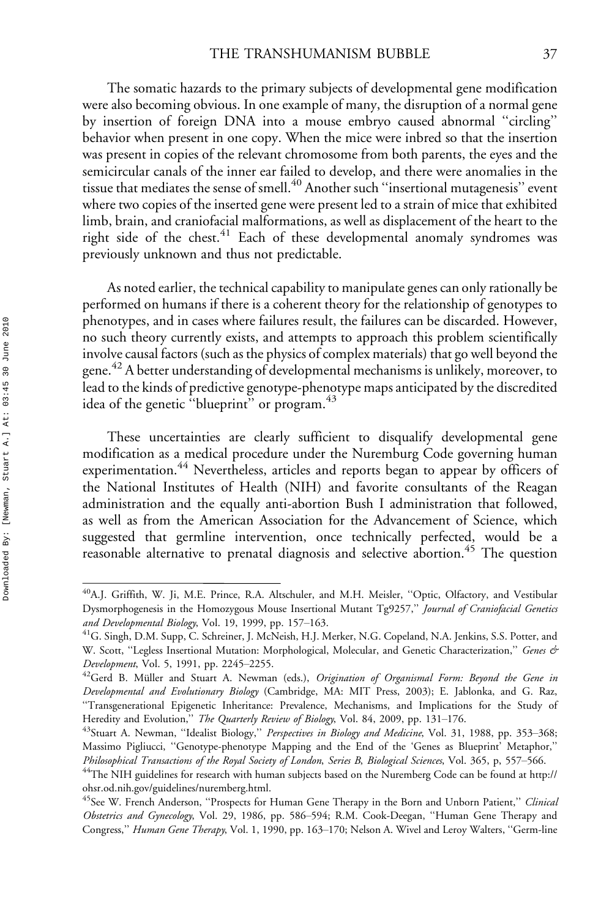The somatic hazards to the primary subjects of developmental gene modification were also becoming obvious. In one example of many, the disruption of a normal gene by insertion of foreign DNA into a mouse embryo caused abnormal "circling" behavior when present in one copy. When the mice were inbred so that the insertion was present in copies of the relevant chromosome from both parents, the eyes and the semicircular canals of the inner ear failed to develop, and there were anomalies in the tissue that mediates the sense of smell.[40] Another such "insertional mutagenesis" event where two copies of the inserted gene were present led to a strain of mice that exhibited limb, brain, and craniofacial malformations, as well as displacement of the heart to the right side of the chest.[41] Each of these developmental anomaly syndromes was previously unknown and thus not predictable.

As noted earlier, the technical capability to manipulate genes can only rationally be performed on humans if there is a coherent theory for the relationship of genotypes to phenotypes, and in cases where failures result, the failures can be discarded. However, no such theory currently exists, and attempts to approach this problem scientifically involve causal factors (such as the physics of complex materials) that go well beyond the gene.[42] A better understanding of developmental mechanisms is unlikely, moreover, to lead to the kinds of predictive genotype-phenotype maps anticipated by the discredited idea of the genetic "blueprint" or program.[43]

These uncertainties are clearly sufficient to disqualify developmental gene modification as a medical procedure under the Nuremburg Code governing human experimentation.[44] Nevertheless, articles and reports began to appear by officers of the National Institutes of Health (NIH) and favorite consultants of the Reagan administration and the equally anti-abortion Bush I administration that followed, as well as from the American Association for the Advancement of Science, which suggested that germline intervention, once technically perfected, would be a reasonable alternative to prenatal diagnosis and selective abortion.[45] The question

---

[40] A.J. Griffith, W. Ji, M.E. Prince, R.A. Altschuler, and M.H. Meisler, "Optic, Olfactory, and Vestibular Dysmorphogenesis in the Homozygous Mouse Insertional Mutant Tg9257," *Journal of Craniofacial Genetics and Developmental Biology*, Vol. 19, 1999, pp. 157–163.

[41] G. Singh, D.M. Supp, C. Schreiner, J. McNeish, H.J. Merker, N.G. Copeland, N.A. Jenkins, S.S. Potter, and W. Scott, "Legless Insertional Mutation: Morphological, Molecular, and Genetic Characterization," *Genes & Development*, Vol. 5, 1991, pp. 2245–2255.

[42] Gerd B. Müller and Stuart A. Newman (eds.), *Origination of Organismal Form: Beyond the Gene in Developmental and Evolutionary Biology* (Cambridge, MA: MIT Press, 2003); E. Jablonka, and G. Raz, "Transgenerational Epigenetic Inheritance: Prevalence, Mechanisms, and Implications for the Study of Heredity and Evolution," *The Quarterly Review of Biology*, Vol. 84, 2009, pp. 131–176.

[43] Stuart A. Newman, "Idealist Biology," *Perspectives in Biology and Medicine*, Vol. 31, 1988, pp. 353–368; Massimo Pigliucci, "Genotype-phenotype Mapping and the End of the 'Genes as Blueprint' Metaphor," *Philosophical Transactions of the Royal Society of London, Series B, Biological Sciences*, Vol. 365, p, 557–566.

[44] The NIH guidelines for research with human subjects based on the Nuremberg Code can be found at http://ohsr.od.nih.gov/guidelines/nuremberg.html.

[45] See W. French Anderson, "Prospects for Human Gene Therapy in the Born and Unborn Patient," *Clinical Obstetrics and Gynecology*, Vol. 29, 1986, pp. 586–594; R.M. Cook-Deegan, "Human Gene Therapy and Congress," *Human Gene Therapy*, Vol. 1, 1990, pp. 163–170; Nelson A. Wivel and Leroy Walters, "Germ-line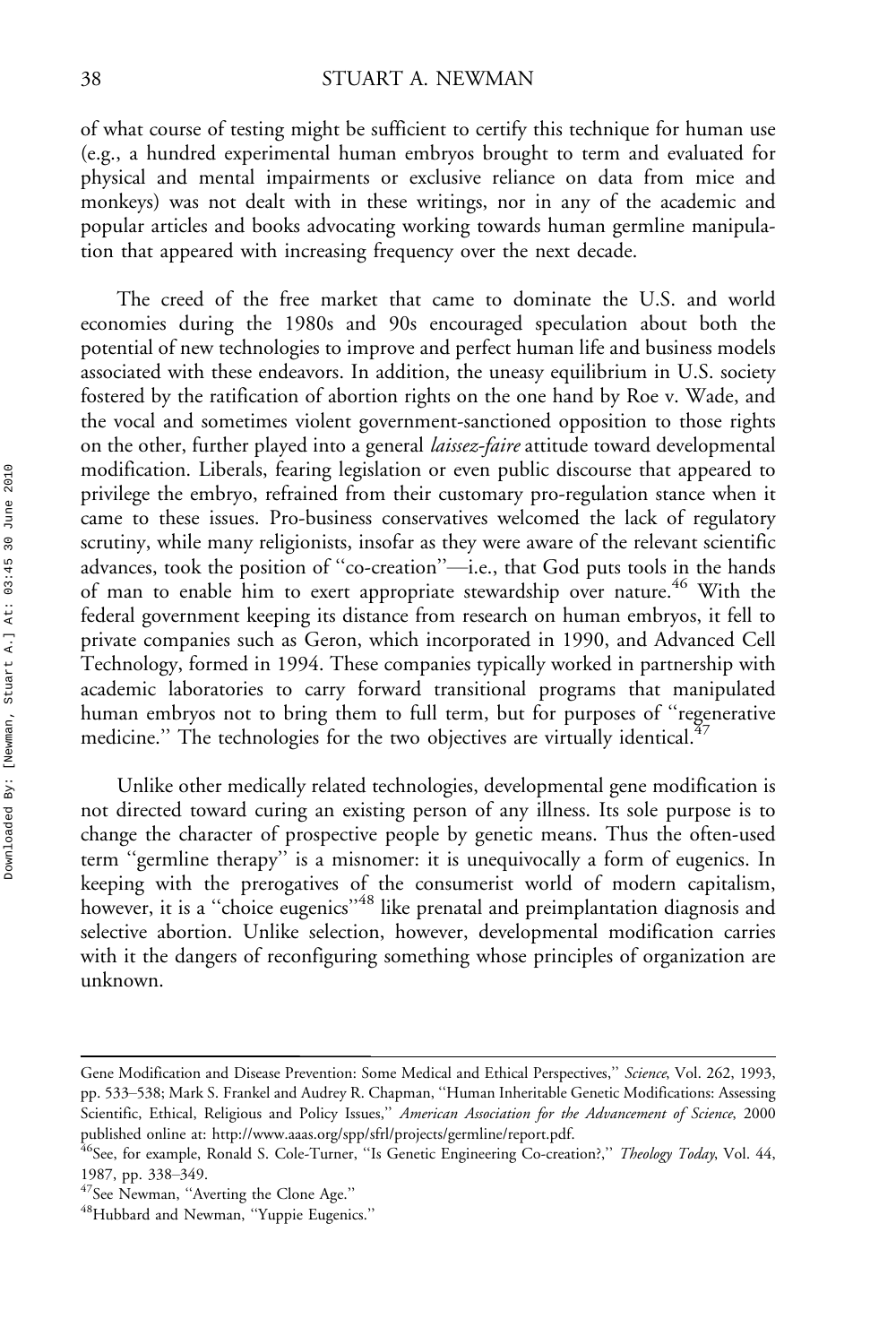of what course of testing might be sufficient to certify this technique for human use (e.g., a hundred experimental human embryos brought to term and evaluated for physical and mental impairments or exclusive reliance on data from mice and monkeys) was not dealt with in these writings, nor in any of the academic and popular articles and books advocating working towards human germline manipulation that appeared with increasing frequency over the next decade.

The creed of the free market that came to dominate the U.S. and world economies during the 1980s and 90s encouraged speculation about both the potential of new technologies to improve and perfect human life and business models associated with these endeavors. In addition, the uneasy equilibrium in U.S. society fostered by the ratification of abortion rights on the one hand by Roe v. Wade, and the vocal and sometimes violent government-sanctioned opposition to those rights on the other, further played into a general *laissez-faire* attitude toward developmental modification. Liberals, fearing legislation or even public discourse that appeared to privilege the embryo, refrained from their customary pro-regulation stance when it came to these issues. Pro-business conservatives welcomed the lack of regulatory scrutiny, while many religionists, insofar as they were aware of the relevant scientific advances, took the position of ''co-creation''—i.e., that God puts tools in the hands of man to enable him to exert appropriate stewardship over nature.[46] With the federal government keeping its distance from research on human embryos, it fell to private companies such as Geron, which incorporated in 1990, and Advanced Cell Technology, formed in 1994. These companies typically worked in partnership with academic laboratories to carry forward transitional programs that manipulated human embryos not to bring them to full term, but for purposes of ''regenerative medicine.'' The technologies for the two objectives are virtually identical.[47]

Unlike other medically related technologies, developmental gene modification is not directed toward curing an existing person of any illness. Its sole purpose is to change the character of prospective people by genetic means. Thus the often-used term ''germline therapy'' is a misnomer: it is unequivocally a form of eugenics. In keeping with the prerogatives of the consumerist world of modern capitalism, however, it is a ''choice eugenics''[48] like prenatal and preimplantation diagnosis and selective abortion. Unlike selection, however, developmental modification carries with it the dangers of reconfiguring something whose principles of organization are unknown.

---

Gene Modification and Disease Prevention: Some Medical and Ethical Perspectives,'' *Science*, Vol. 262, 1993, pp. 533–538; Mark S. Frankel and Audrey R. Chapman, ''Human Inheritable Genetic Modifications: Assessing Scientific, Ethical, Religious and Policy Issues,'' *American Association for the Advancement of Science*, 2000 published online at: http://www.aaas.org/spp/sfrl/projects/germline/report.pdf.

[46]See, for example, Ronald S. Cole-Turner, ''Is Genetic Engineering Co-creation?,'' *Theology Today*, Vol. 44, 1987, pp. 338–349.

[47]See Newman, ''Averting the Clone Age.''

[48]Hubbard and Newman, ''Yuppie Eugenics.''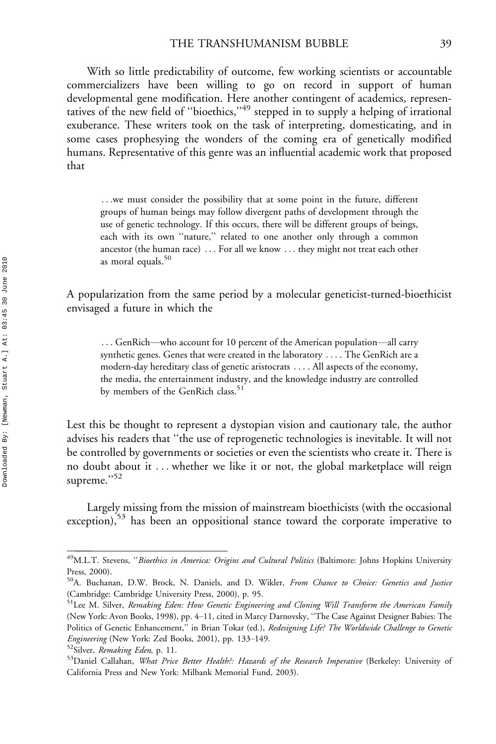With so little predictability of outcome, few working scientists or accountable commercializers have been willing to go on record in support of human developmental gene modification. Here another contingent of academics, representatives of the new field of "bioethics,"[49] stepped in to supply a helping of irrational exuberance. These writers took on the task of interpreting, domesticating, and in some cases prophesying the wonders of the coming era of genetically modified humans. Representative of this genre was an influential academic work that proposed that

> . . .we must consider the possibility that at some point in the future, different groups of human beings may follow divergent paths of development through the use of genetic technology. If this occurs, there will be different groups of beings, each with its own "nature," related to one another only through a common ancestor (the human race) . . . For all we know . . . they might not treat each other as moral equals.[50]

A popularization from the same period by a molecular geneticist-turned-bioethicist envisaged a future in which the

> . . . GenRich—who account for 10 percent of the American population—all carry synthetic genes. Genes that were created in the laboratory . . . . The GenRich are a modern-day hereditary class of genetic aristocrats . . . . All aspects of the economy, the media, the entertainment industry, and the knowledge industry are controlled by members of the GenRich class.[51]

Lest this be thought to represent a dystopian vision and cautionary tale, the author advises his readers that "the use of reprogenetic technologies is inevitable. It will not be controlled by governments or societies or even the scientists who create it. There is no doubt about it . . . whether we like it or not, the global marketplace will reign supreme."[52]

Largely missing from the mission of mainstream bioethicists (with the occasional exception),[53] has been an oppositional stance toward the corporate imperative to

---

[49] M.L.T. Stevens, "*Bioethics in America: Origins and Cultural Politics* (Baltimore: Johns Hopkins University Press, 2000).

[50] A. Buchanan, D.W. Brock, N. Daniels, and D. Wikler, *From Chance to Choice: Genetics and Justice* (Cambridge: Cambridge University Press, 2000), p. 95.

[51] Lee M. Silver, *Remaking Eden: How Genetic Engineering and Cloning Will Transform the American Family* (New York: Avon Books, 1998), pp. 4–11, cited in Marcy Darnovsky, "The Case Against Designer Babies: The Politics of Genetic Enhancement," in Brian Tokar (ed.), *Redesigning Life? The Worldwide Challenge to Genetic Engineering* (New York: Zed Books, 2001), pp. 133–149.

[52] Silver, *Remaking Eden*, p. 11.

[53] Daniel Callahan, *What Price Better Health?: Hazards of the Research Imperative* (Berkeley: University of California Press and New York: Milbank Memorial Fund, 2003).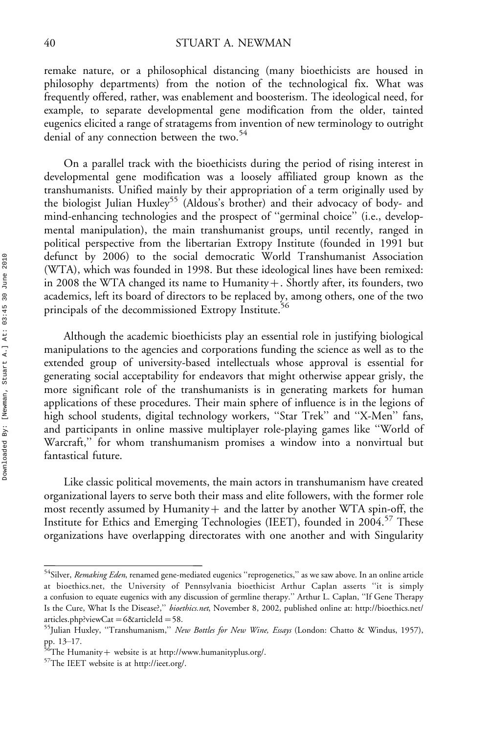remake nature, or a philosophical distancing (many bioethicists are housed in philosophy departments) from the notion of the technological fix. What was frequently offered, rather, was enablement and boosterism. The ideological need, for example, to separate developmental gene modification from the older, tainted eugenics elicited a range of stratagems from invention of new terminology to outright denial of any connection between the two.[54]

On a parallel track with the bioethicists during the period of rising interest in developmental gene modification was a loosely affiliated group known as the transhumanists. Unified mainly by their appropriation of a term originally used by the biologist Julian Huxley[55] (Aldous's brother) and their advocacy of body- and mind-enhancing technologies and the prospect of "germinal choice" (i.e., developmental manipulation), the main transhumanist groups, until recently, ranged in political perspective from the libertarian Extropy Institute (founded in 1991 but defunct by 2006) to the social democratic World Transhumanist Association (WTA), which was founded in 1998. But these ideological lines have been remixed: in 2008 the WTA changed its name to Humanity+. Shortly after, its founders, two academics, left its board of directors to be replaced by, among others, one of the two principals of the decommissioned Extropy Institute.[56]

Although the academic bioethicists play an essential role in justifying biological manipulations to the agencies and corporations funding the science as well as to the extended group of university-based intellectuals whose approval is essential for generating social acceptability for endeavors that might otherwise appear grisly, the more significant role of the transhumanists is in generating markets for human applications of these procedures. Their main sphere of influence is in the legions of high school students, digital technology workers, "Star Trek" and "X-Men" fans, and participants in online massive multiplayer role-playing games like "World of Warcraft," for whom transhumanism promises a window into a nonvirtual but fantastical future.

Like classic political movements, the main actors in transhumanism have created organizational layers to serve both their mass and elite followers, with the former role most recently assumed by Humanity+ and the latter by another WTA spin-off, the Institute for Ethics and Emerging Technologies (IEET), founded in 2004.[57] These organizations have overlapping directorates with one another and with Singularity

---

[54]Silver, *Remaking Eden*, renamed gene-mediated eugenics "reprogenetics," as we saw above. In an online article at bioethics.net, the University of Pennsylvania bioethicist Arthur Caplan asserts "it is simply a confusion to equate eugenics with any discussion of germline therapy." Arthur L. Caplan, "If Gene Therapy Is the Cure, What Is the Disease?," *bioethics.net*, November 8, 2002, published online at: http://bioethics.net/articles.php?viewCat=6&articleId=58.

[55]Julian Huxley, "Transhumanism," *New Bottles for New Wine, Essays* (London: Chatto & Windus, 1957), pp. 13–17.

[56]The Humanity+ website is at http://www.humanityplus.org/.

[57]The IEET website is at http://ieet.org/.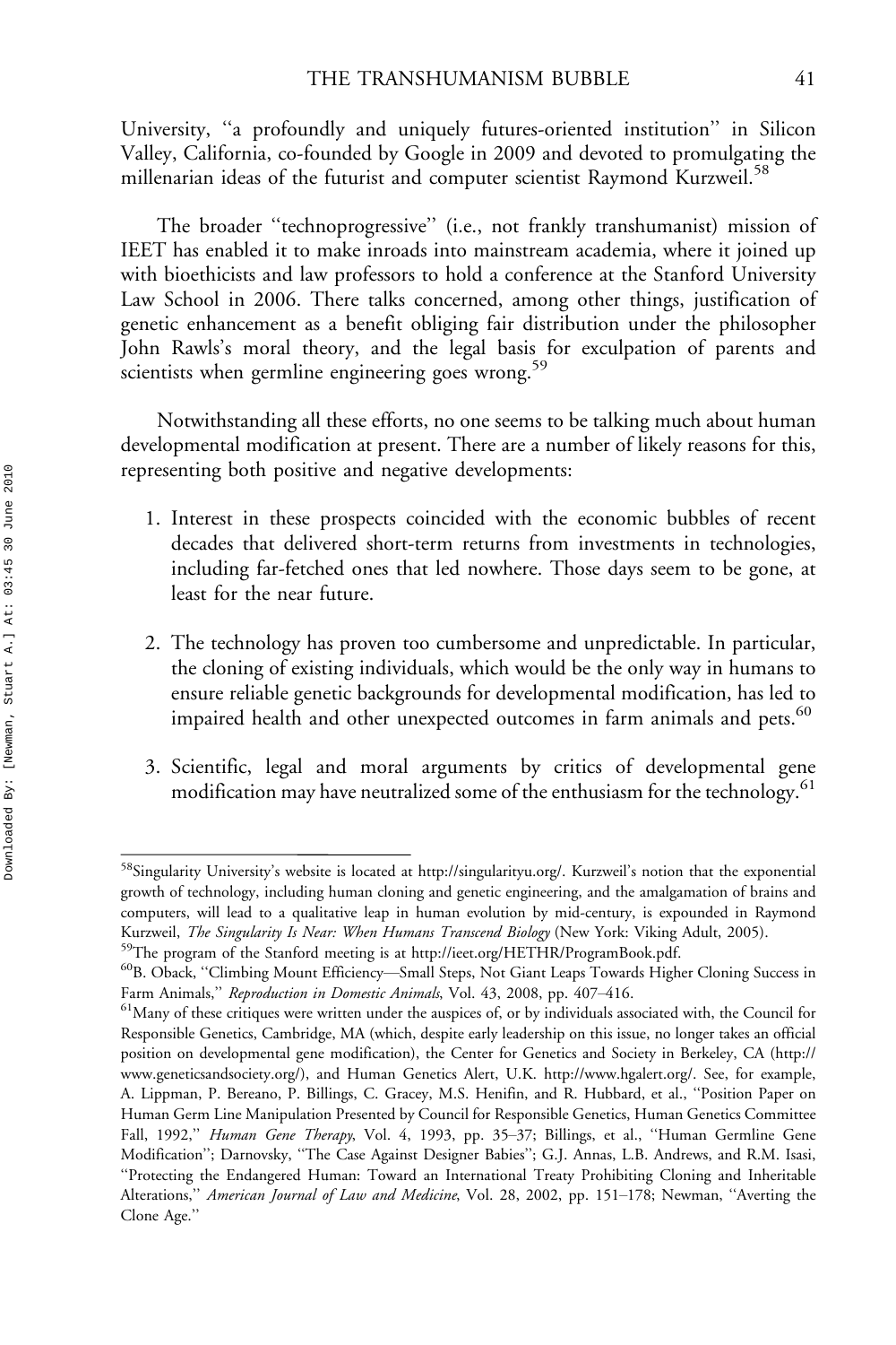University, "a profoundly and uniquely futures-oriented institution" in Silicon Valley, California, co-founded by Google in 2009 and devoted to promulgating the millenarian ideas of the futurist and computer scientist Raymond Kurzweil.[58]

The broader "technoprogressive" (i.e., not frankly transhumanist) mission of IEET has enabled it to make inroads into mainstream academia, where it joined up with bioethicists and law professors to hold a conference at the Stanford University Law School in 2006. There talks concerned, among other things, justification of genetic enhancement as a benefit obliging fair distribution under the philosopher John Rawls's moral theory, and the legal basis for exculpation of parents and scientists when germline engineering goes wrong.[59]

Notwithstanding all these efforts, no one seems to be talking much about human developmental modification at present. There are a number of likely reasons for this, representing both positive and negative developments:

1. Interest in these prospects coincided with the economic bubbles of recent decades that delivered short-term returns from investments in technologies, including far-fetched ones that led nowhere. Those days seem to be gone, at least for the near future.

2. The technology has proven too cumbersome and unpredictable. In particular, the cloning of existing individuals, which would be the only way in humans to ensure reliable genetic backgrounds for developmental modification, has led to impaired health and other unexpected outcomes in farm animals and pets.[60]

3. Scientific, legal and moral arguments by critics of developmental gene modification may have neutralized some of the enthusiasm for the technology.[61]

---

[58]Singularity University's website is located at http://singularityu.org/. Kurzweil's notion that the exponential growth of technology, including human cloning and genetic engineering, and the amalgamation of brains and computers, will lead to a qualitative leap in human evolution by mid-century, is expounded in Raymond Kurzweil, *The Singularity Is Near: When Humans Transcend Biology* (New York: Viking Adult, 2005).

[59]The program of the Stanford meeting is at http://ieet.org/HETHR/ProgramBook.pdf.

[60]B. Oback, "Climbing Mount Efficiency—Small Steps, Not Giant Leaps Towards Higher Cloning Success in Farm Animals," *Reproduction in Domestic Animals*, Vol. 43, 2008, pp. 407–416.

[61]Many of these critiques were written under the auspices of, or by individuals associated with, the Council for Responsible Genetics, Cambridge, MA (which, despite early leadership on this issue, no longer takes an official position on developmental gene modification), the Center for Genetics and Society in Berkeley, CA (http://www.geneticsandsociety.org/), and Human Genetics Alert, U.K. http://www.hgalert.org/. See, for example, A. Lippman, P. Bereano, P. Billings, C. Gracey, M.S. Henifin, and R. Hubbard, et al., "Position Paper on Human Germ Line Manipulation Presented by Council for Responsible Genetics, Human Genetics Committee Fall, 1992," *Human Gene Therapy*, Vol. 4, 1993, pp. 35–37; Billings, et al., "Human Germline Gene Modification"; Darnovsky, "The Case Against Designer Babies"; G.J. Annas, L.B. Andrews, and R.M. Isasi, "Protecting the Endangered Human: Toward an International Treaty Prohibiting Cloning and Inheritable Alterations," *American Journal of Law and Medicine*, Vol. 28, 2002, pp. 151–178; Newman, "Averting the Clone Age."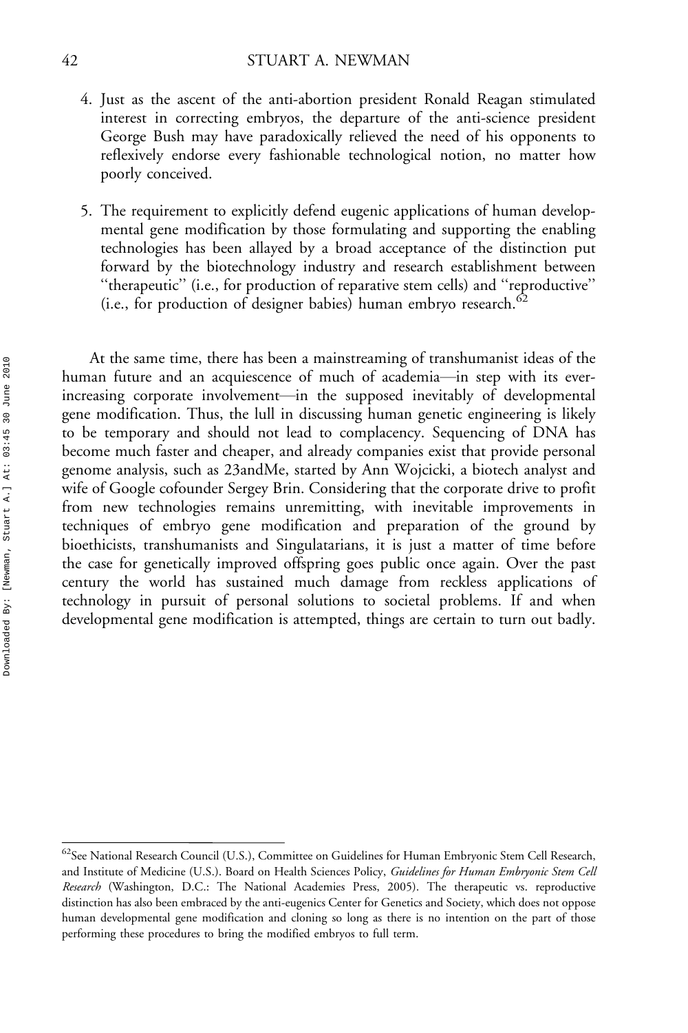4. Just as the ascent of the anti-abortion president Ronald Reagan stimulated interest in correcting embryos, the departure of the anti-science president George Bush may have paradoxically relieved the need of his opponents to reflexively endorse every fashionable technological notion, no matter how poorly conceived.

5. The requirement to explicitly defend eugenic applications of human developmental gene modification by those formulating and supporting the enabling technologies has been allayed by a broad acceptance of the distinction put forward by the biotechnology industry and research establishment between "therapeutic" (i.e., for production of reparative stem cells) and "reproductive" (i.e., for production of designer babies) human embryo research.[62]

At the same time, there has been a mainstreaming of transhumanist ideas of the human future and an acquiescence of much of academia—in step with its ever-increasing corporate involvement—in the supposed inevitably of developmental gene modification. Thus, the lull in discussing human genetic engineering is likely to be temporary and should not lead to complacency. Sequencing of DNA has become much faster and cheaper, and already companies exist that provide personal genome analysis, such as 23andMe, started by Ann Wojcicki, a biotech analyst and wife of Google cofounder Sergey Brin. Considering that the corporate drive to profit from new technologies remains unremitting, with inevitable improvements in techniques of embryo gene modification and preparation of the ground by bioethicists, transhumanists and Singulatarians, it is just a matter of time before the case for genetically improved offspring goes public once again. Over the past century the world has sustained much damage from reckless applications of technology in pursuit of personal solutions to societal problems. If and when developmental gene modification is attempted, things are certain to turn out badly.

---

[62]See National Research Council (U.S.), Committee on Guidelines for Human Embryonic Stem Cell Research, and Institute of Medicine (U.S.). Board on Health Sciences Policy, *Guidelines for Human Embryonic Stem Cell Research* (Washington, D.C.: The National Academies Press, 2005). The therapeutic vs. reproductive distinction has also been embraced by the anti-eugenics Center for Genetics and Society, which does not oppose human developmental gene modification and cloning so long as there is no intention on the part of those performing these procedures to bring the modified embryos to full term.